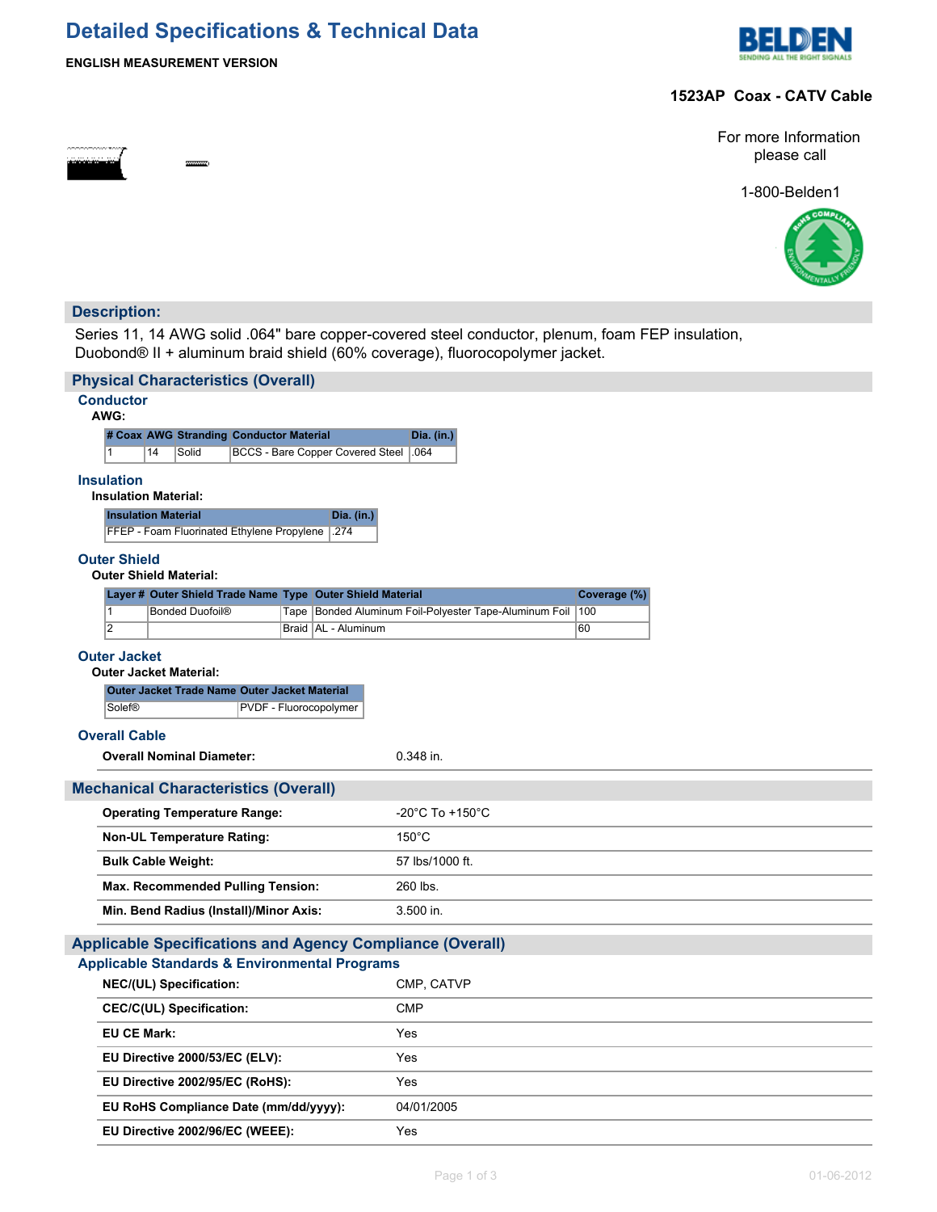# Detailed Specifications & Technical Data

**ENGLISH MEASUREMENT VERSION**

## 1523AP Coax - CATV Cable

For more Information please call

1-800-Belden1

## Description:

Series 11, 14 AWG solid .064" bare copper-covered steel conductor, plenum, foam FEP insulation, Duobond® II + aluminum braid shield (60% coverage), fluorocopolymer jacket.

## Physical Characteristics (Overall)

### Conductor

**AWG:**

| # Coax | AWG | Stranding | Conductor Material | Dia. (in.) |
|---|---|---|---|---|
| 1 | 14 | Solid | BCCS - Bare Copper Covered Steel | .064 |

### Insulation

**Insulation Material:**

| Insulation Material | Dia. (in.) |
|---|---|
| FFEP - Foam Fluorinated Ethylene Propylene | .274 |

### Outer Shield

**Outer Shield Material:**

| Layer # | Outer Shield Trade Name | Type | Outer Shield Material | Coverage (%) |
|---|---|---|---|---|
| 1 | Bonded Duofoil® | Tape | Bonded Aluminum Foil-Polyester Tape-Aluminum Foil | 100 |
| 2 | | Braid | AL - Aluminum | 60 |

### Outer Jacket

**Outer Jacket Material:**

| Outer Jacket Trade Name | Outer Jacket Material |
|---|---|
| Solef® | PVDF - Fluorocopolymer |

### Overall Cable

| | |
|---|---|
| **Overall Nominal Diameter:** | 0.348 in. |

## Mechanical Characteristics (Overall)

| | |
|---|---|
| **Operating Temperature Range:** | -20°C To +150°C |
| **Non-UL Temperature Rating:** | 150°C |
| **Bulk Cable Weight:** | 57 lbs/1000 ft. |
| **Max. Recommended Pulling Tension:** | 260 lbs. |
| **Min. Bend Radius (Install)/Minor Axis:** | 3.500 in. |

## Applicable Specifications and Agency Compliance (Overall)

### Applicable Standards & Environmental Programs

| | |
|---|---|
| **NEC/(UL) Specification:** | CMP, CATVP |
| **CEC/C(UL) Specification:** | CMP |
| **EU CE Mark:** | Yes |
| **EU Directive 2000/53/EC (ELV):** | Yes |
| **EU Directive 2002/95/EC (RoHS):** | Yes |
| **EU RoHS Compliance Date (mm/dd/yyyy):** | 04/01/2005 |
| **EU Directive 2002/96/EC (WEEE):** | Yes |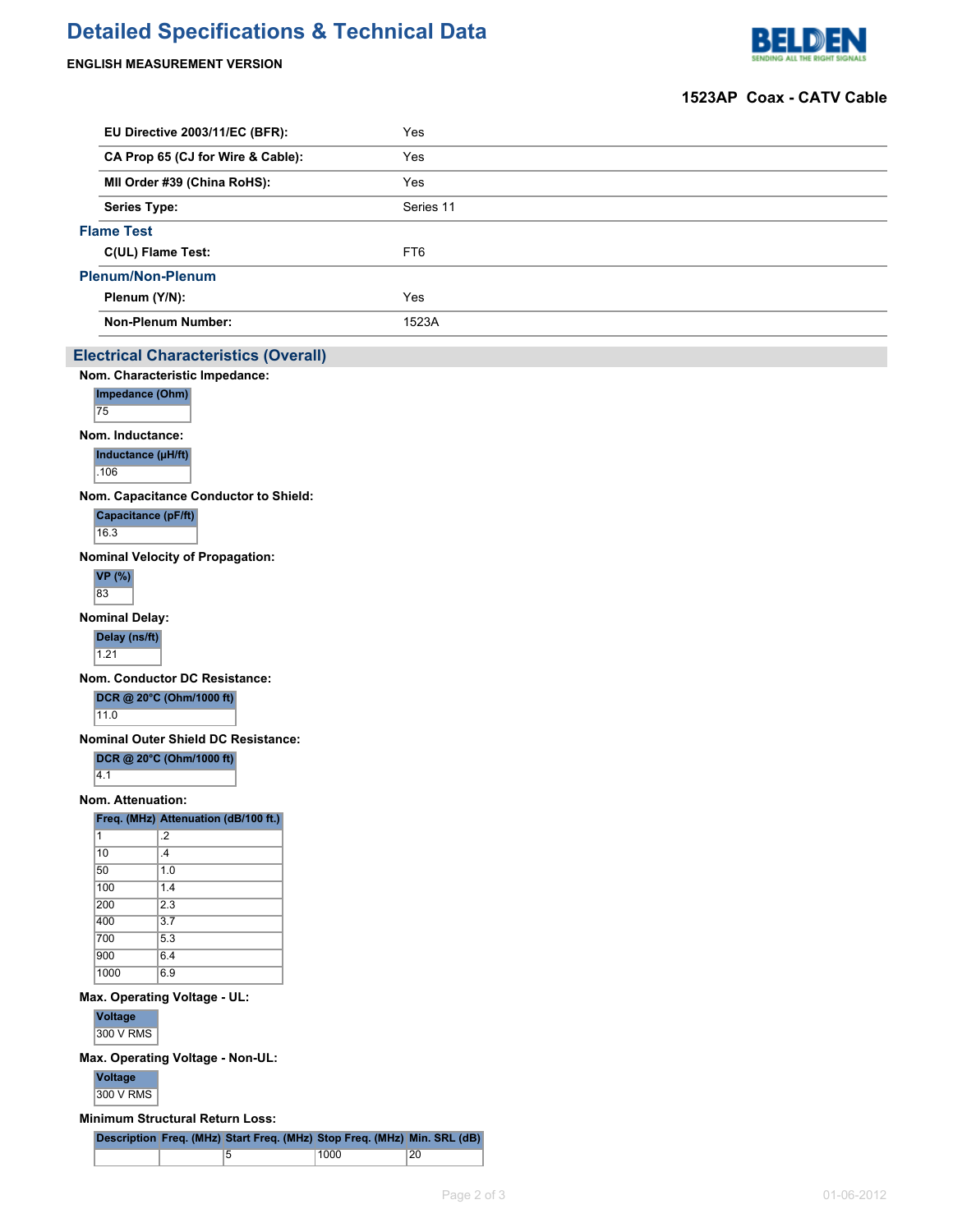# Detailed Specifications & Technical Data

**ENGLISH MEASUREMENT VERSION**

**1523AP Coax - CATV Cable**

| | |
|---|---|
| **EU Directive 2003/11/EC (BFR):** | Yes |
| **CA Prop 65 (CJ for Wire & Cable):** | Yes |
| **MII Order #39 (China RoHS):** | Yes |
| **Series Type:** | Series 11 |

### Flame Test

| | |
|---|---|
| **C(UL) Flame Test:** | FT6 |

### Plenum/Non-Plenum

| | |
|---|---|
| **Plenum (Y/N):** | Yes |
| **Non-Plenum Number:** | 1523A |

## Electrical Characteristics (Overall)

**Nom. Characteristic Impedance:**

| Impedance (Ohm) |
|---|
| 75 |

**Nom. Inductance:**

| Inductance (µH/ft) |
|---|
| .106 |

**Nom. Capacitance Conductor to Shield:**

| Capacitance (pF/ft) |
|---|
| 16.3 |

**Nominal Velocity of Propagation:**

| VP (%) |
|---|
| 83 |

**Nominal Delay:**

| Delay (ns/ft) |
|---|
| 1.21 |

**Nom. Conductor DC Resistance:**

| DCR @ 20°C (Ohm/1000 ft) |
|---|
| 11.0 |

**Nominal Outer Shield DC Resistance:**

| DCR @ 20°C (Ohm/1000 ft) |
|---|
| 4.1 |

**Nom. Attenuation:**

| Freq. (MHz) | Attenuation (dB/100 ft.) |
|---|---|
| 1 | .2 |
| 10 | .4 |
| 50 | 1.0 |
| 100 | 1.4 |
| 200 | 2.3 |
| 400 | 3.7 |
| 700 | 5.3 |
| 900 | 6.4 |
| 1000 | 6.9 |

**Max. Operating Voltage - UL:**

| Voltage |
|---|
| 300 V RMS |

**Max. Operating Voltage - Non-UL:**

| Voltage |
|---|
| 300 V RMS |

**Minimum Structural Return Loss:**

| Description | Freq. (MHz) | Start Freq. (MHz) | Stop Freq. (MHz) | Min. SRL (dB) |
|---|---|---|---|---|
| | | 5 | 1000 | 20 |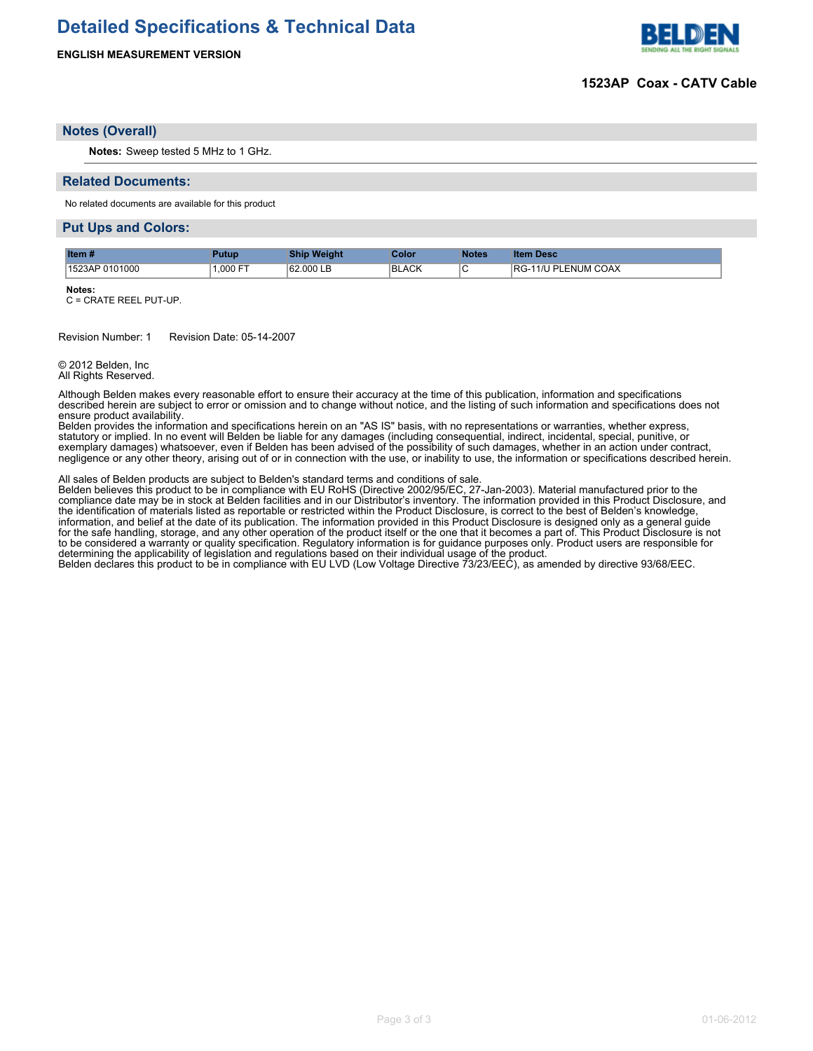# Detailed Specifications & Technical Data

**ENGLISH MEASUREMENT VERSION**

**1523AP Coax - CATV Cable**

## Notes (Overall)

**Notes:** Sweep tested 5 MHz to 1 GHz.

## Related Documents:

No related documents are available for this product

## Put Ups and Colors:

| Item # | Putup | Ship Weight | Color | Notes | Item Desc |
|---|---|---|---|---|---|
| 1523AP 0101000 | 1,000 FT | 62.000 LB | BLACK | C | RG-11/U PLENUM COAX |

**Notes:**
C = CRATE REEL PUT-UP.

Revision Number: 1 Revision Date: 05-14-2007

© 2012 Belden, Inc
All Rights Reserved.

Although Belden makes every reasonable effort to ensure their accuracy at the time of this publication, information and specifications described herein are subject to error or omission and to change without notice, and the listing of such information and specifications does not ensure product availability.
Belden provides the information and specifications herein on an "AS IS" basis, with no representations or warranties, whether express, statutory or implied. In no event will Belden be liable for any damages (including consequential, indirect, incidental, special, punitive, or exemplary damages) whatsoever, even if Belden has been advised of the possibility of such damages, whether in an action under contract, negligence or any other theory, arising out of or in connection with the use, or inability to use, the information or specifications described herein.

All sales of Belden products are subject to Belden's standard terms and conditions of sale.
Belden believes this product to be in compliance with EU RoHS (Directive 2002/95/EC, 27-Jan-2003). Material manufactured prior to the compliance date may be in stock at Belden facilities and in our Distributor's inventory. The information provided in this Product Disclosure, and the identification of materials listed as reportable or restricted within the Product Disclosure, is correct to the best of Belden's knowledge, information, and belief at the date of its publication. The information provided in this Product Disclosure is designed only as a general guide for the safe handling, storage, and any other operation of the product itself or the one that it becomes a part of. This Product Disclosure is not to be considered a warranty or quality specification. Regulatory information is for guidance purposes only. Product users are responsible for determining the applicability of legislation and regulations based on their individual usage of the product.
Belden declares this product to be in compliance with EU LVD (Low Voltage Directive 73/23/EEC), as amended by directive 93/68/EEC.